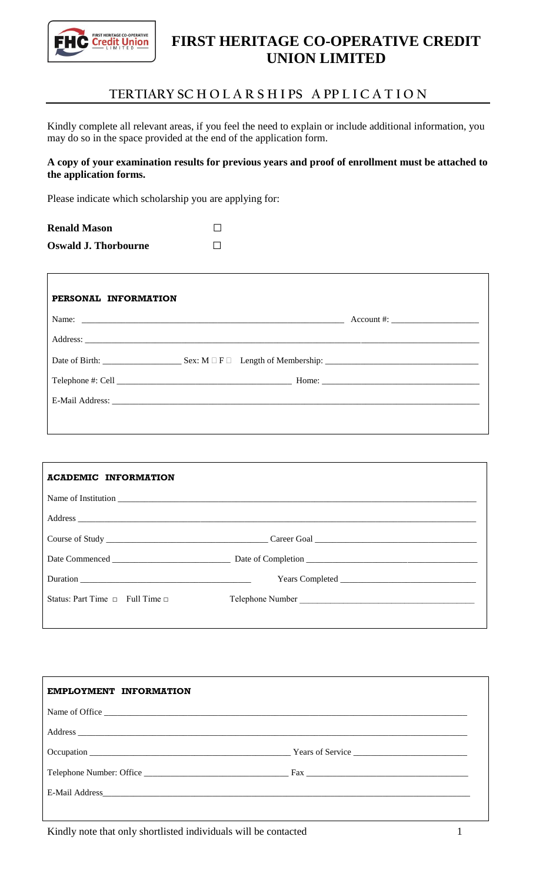# FIRST HERITAGE CO-OPERATIVE CREDIT UNION LIMITED

## TERTIARY SCHOLARSHIPS APPLICATION

Kindly complete all relevant areas, if you feel the need to explain or include additional information, you may do so in the space provided at the end of the application form.

**A copy of your examination results for previous years and proof of enrollment must be attached to the application forms.**

Please indicate which scholarship you are applying for:

**Renald Mason** ☐

**Oswald J. Thorbourne** ☐

### PERSONAL INFORMATION

Name: ______________________________ Account #: ______________

Address: ______________________________

Date of Birth: ______________ Sex: M ☐ F ☐ Length of Membership: ______________

Telephone #: Cell ______________________ Home: ______________________

E-Mail Address: ______________________________

### ACADEMIC INFORMATION

Name of Institution ______________________________

Address ______________________________

Course of Study ______________________ Career Goal ______________________

Date Commenced ______________________ Date of Completion ______________________

Duration ______________________ Years Completed ______________________

Status: Part Time ☐ Full Time ☐ Telephone Number ______________________

### EMPLOYMENT INFORMATION

Name of Office ______________________________

Address ______________________________

Occupation ______________________ Years of Service ______________________

Telephone Number: Office ______________________ Fax ______________________

E-Mail Address ______________________________

Kindly note that only shortlisted individuals will be contacted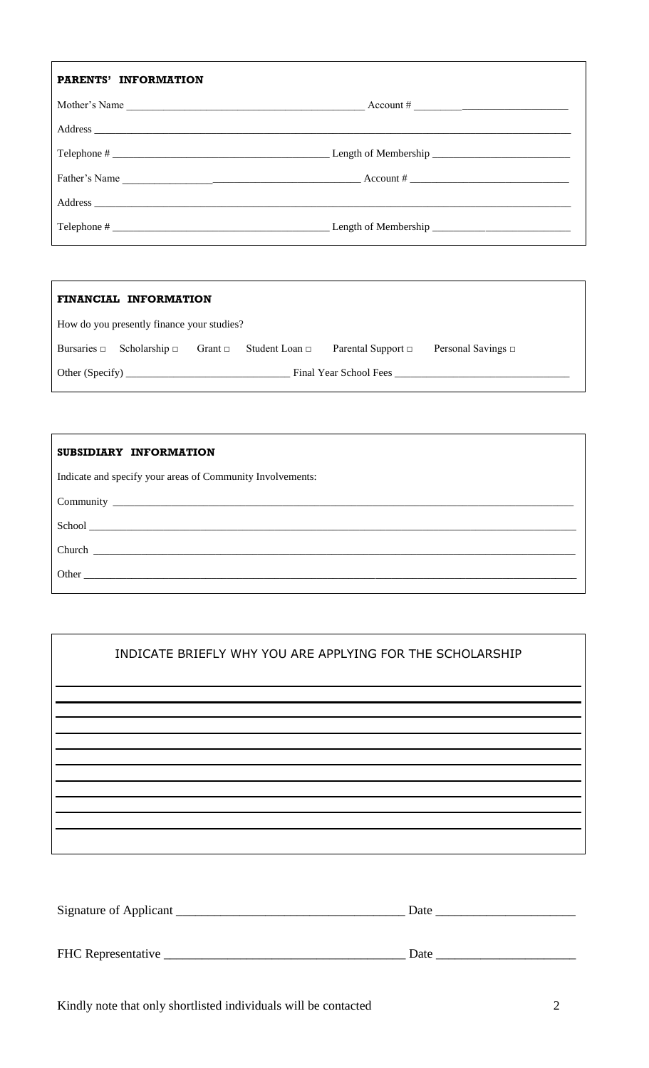**PARENTS' INFORMATION**

Mother's Name ______________________________ Account # ______________________

Address ______________________________________________________________

Telephone # ______________________________ Length of Membership ______________________

Father's Name ______________________________ Account # ______________________

Address ______________________________________________________________

Telephone # ______________________________ Length of Membership ______________________

**FINANCIAL INFORMATION**

How do you presently finance your studies?

Bursaries □ Scholarship □ Grant □ Student Loan □ Parental Support □ Personal Savings □

Other (Specify) ______________________________ Final Year School Fees ______________________________

**SUBSIDIARY INFORMATION**

Indicate and specify your areas of Community Involvements:

Community ______________________________________________________________

School ______________________________________________________________

Church ______________________________________________________________

Other ______________________________________________________________

INDICATE BRIEFLY WHY YOU ARE APPLYING FOR THE SCHOLARSHIP

______________________________________________________________

______________________________________________________________

______________________________________________________________

______________________________________________________________

______________________________________________________________

______________________________________________________________

______________________________________________________________

______________________________________________________________

______________________________________________________________

______________________________________________________________

Signature of Applicant ______________________________ Date ______________________

FHC Representative ______________________________ Date ______________________

Kindly note that only shortlisted individuals will be contacted